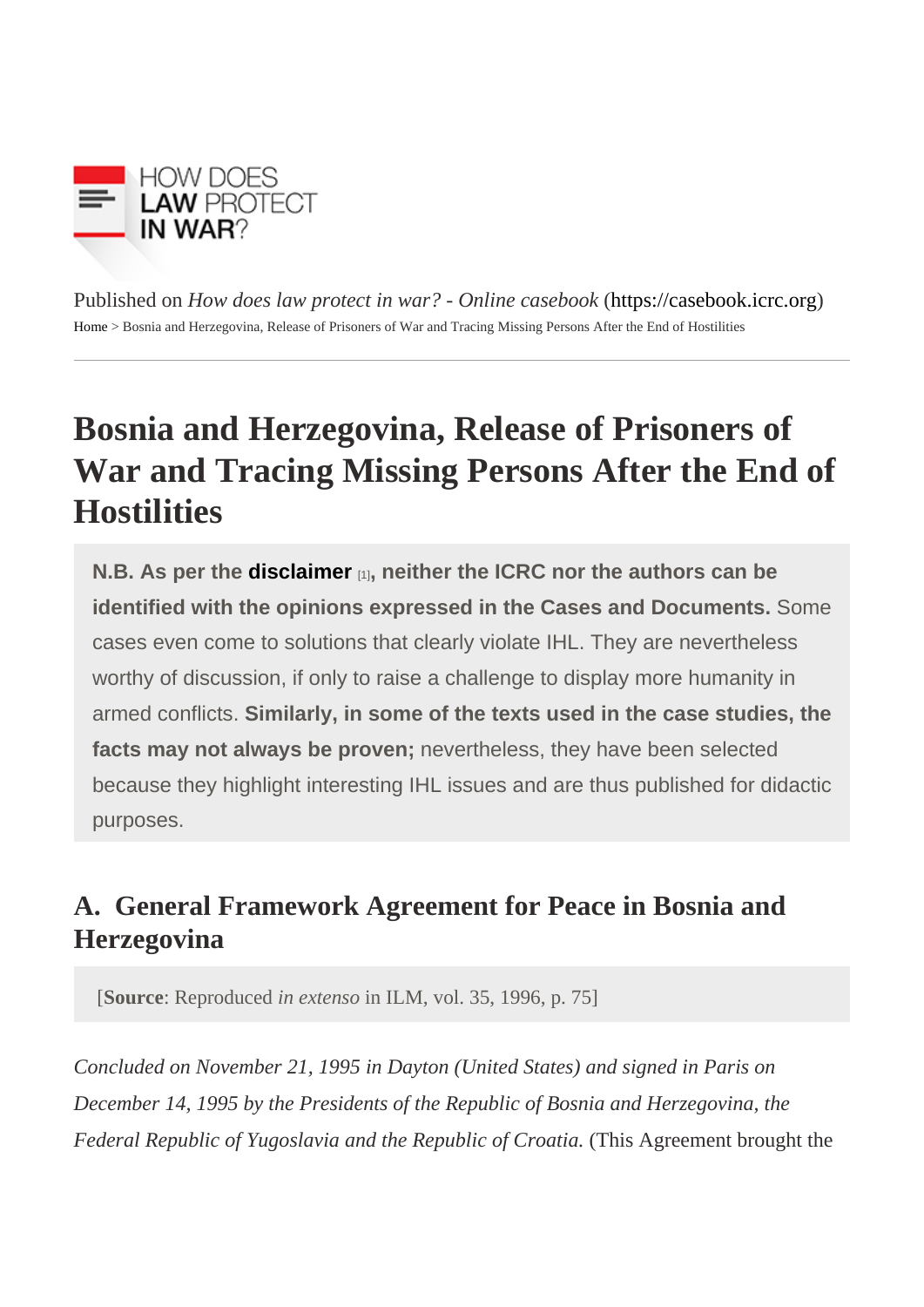Published on *How does law protect in war? - Online casebook* (https://casebook.icrc.org)

Home > Bosnia and Herzegovina, Release of Prisoners of War and Tracing Missing Persons After the End of Hostilities

# Bosnia and Herzegovina, Release of Prisoners of War and Tracing Missing Persons After the End of Hostilities

**N.B. As per the disclaimer [1], neither the ICRC nor the authors can be identified with the opinions expressed in the Cases and Documents.** Some cases even come to solutions that clearly violate IHL. They are nevertheless worthy of discussion, if only to raise a challenge to display more humanity in armed conflicts. **Similarly, in some of the texts used in the case studies, the facts may not always be proven;** nevertheless, they have been selected because they highlight interesting IHL issues and are thus published for didactic purposes.

## A. General Framework Agreement for Peace in Bosnia and Herzegovina

[**Source**: Reproduced *in extenso* in ILM, vol. 35, 1996, p. 75]

*Concluded on November 21, 1995 in Dayton (United States) and signed in Paris on December 14, 1995 by the Presidents of the Republic of Bosnia and Herzegovina, the Federal Republic of Yugoslavia and the Republic of Croatia.* (This Agreement brought the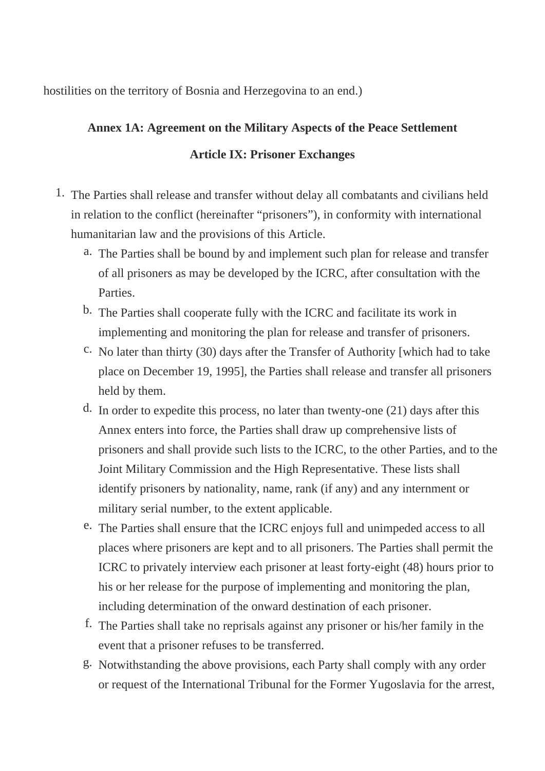hostilities on the territory of Bosnia and Herzegovina to an end.)

**Annex 1A: Agreement on the Military Aspects of the Peace Settlement**

**Article IX: Prisoner Exchanges**

1. The Parties shall release and transfer without delay all combatants and civilians held in relation to the conflict (hereinafter "prisoners"), in conformity with international humanitarian law and the provisions of this Article.
   a. The Parties shall be bound by and implement such plan for release and transfer of all prisoners as may be developed by the ICRC, after consultation with the Parties.
   b. The Parties shall cooperate fully with the ICRC and facilitate its work in implementing and monitoring the plan for release and transfer of prisoners.
   c. No later than thirty (30) days after the Transfer of Authority [which had to take place on December 19, 1995], the Parties shall release and transfer all prisoners held by them.
   d. In order to expedite this process, no later than twenty-one (21) days after this Annex enters into force, the Parties shall draw up comprehensive lists of prisoners and shall provide such lists to the ICRC, to the other Parties, and to the Joint Military Commission and the High Representative. These lists shall identify prisoners by nationality, name, rank (if any) and any internment or military serial number, to the extent applicable.
   e. The Parties shall ensure that the ICRC enjoys full and unimpeded access to all places where prisoners are kept and to all prisoners. The Parties shall permit the ICRC to privately interview each prisoner at least forty-eight (48) hours prior to his or her release for the purpose of implementing and monitoring the plan, including determination of the onward destination of each prisoner.
   f. The Parties shall take no reprisals against any prisoner or his/her family in the event that a prisoner refuses to be transferred.
   g. Notwithstanding the above provisions, each Party shall comply with any order or request of the International Tribunal for the Former Yugoslavia for the arrest,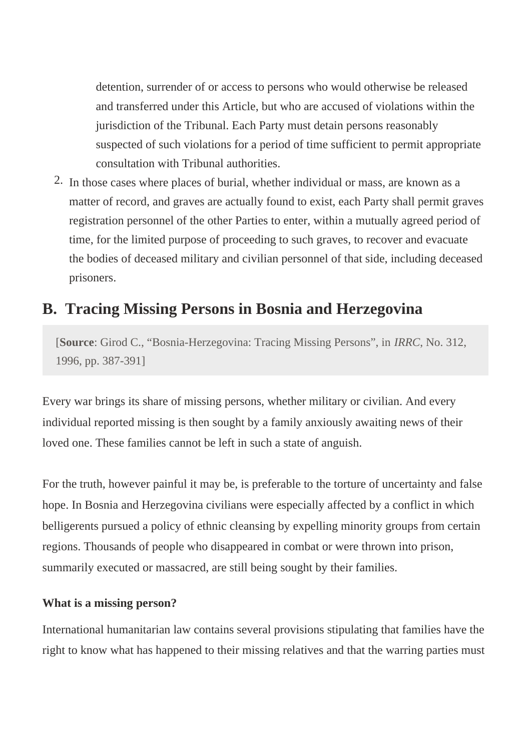detention, surrender of or access to persons who would otherwise be released and transferred under this Article, but who are accused of violations within the jurisdiction of the Tribunal. Each Party must detain persons reasonably suspected of such violations for a period of time sufficient to permit appropriate consultation with Tribunal authorities.

2. In those cases where places of burial, whether individual or mass, are known as a matter of record, and graves are actually found to exist, each Party shall permit graves registration personnel of the other Parties to enter, within a mutually agreed period of time, for the limited purpose of proceeding to such graves, to recover and evacuate the bodies of deceased military and civilian personnel of that side, including deceased prisoners.

## B. Tracing Missing Persons in Bosnia and Herzegovina

[**Source**: Girod C., "Bosnia-Herzegovina: Tracing Missing Persons", in *IRRC*, No. 312, 1996, pp. 387-391]

Every war brings its share of missing persons, whether military or civilian. And every individual reported missing is then sought by a family anxiously awaiting news of their loved one. These families cannot be left in such a state of anguish.

For the truth, however painful it may be, is preferable to the torture of uncertainty and false hope. In Bosnia and Herzegovina civilians were especially affected by a conflict in which belligerents pursued a policy of ethnic cleansing by expelling minority groups from certain regions. Thousands of people who disappeared in combat or were thrown into prison, summarily executed or massacred, are still being sought by their families.

**What is a missing person?**

International humanitarian law contains several provisions stipulating that families have the right to know what has happened to their missing relatives and that the warring parties must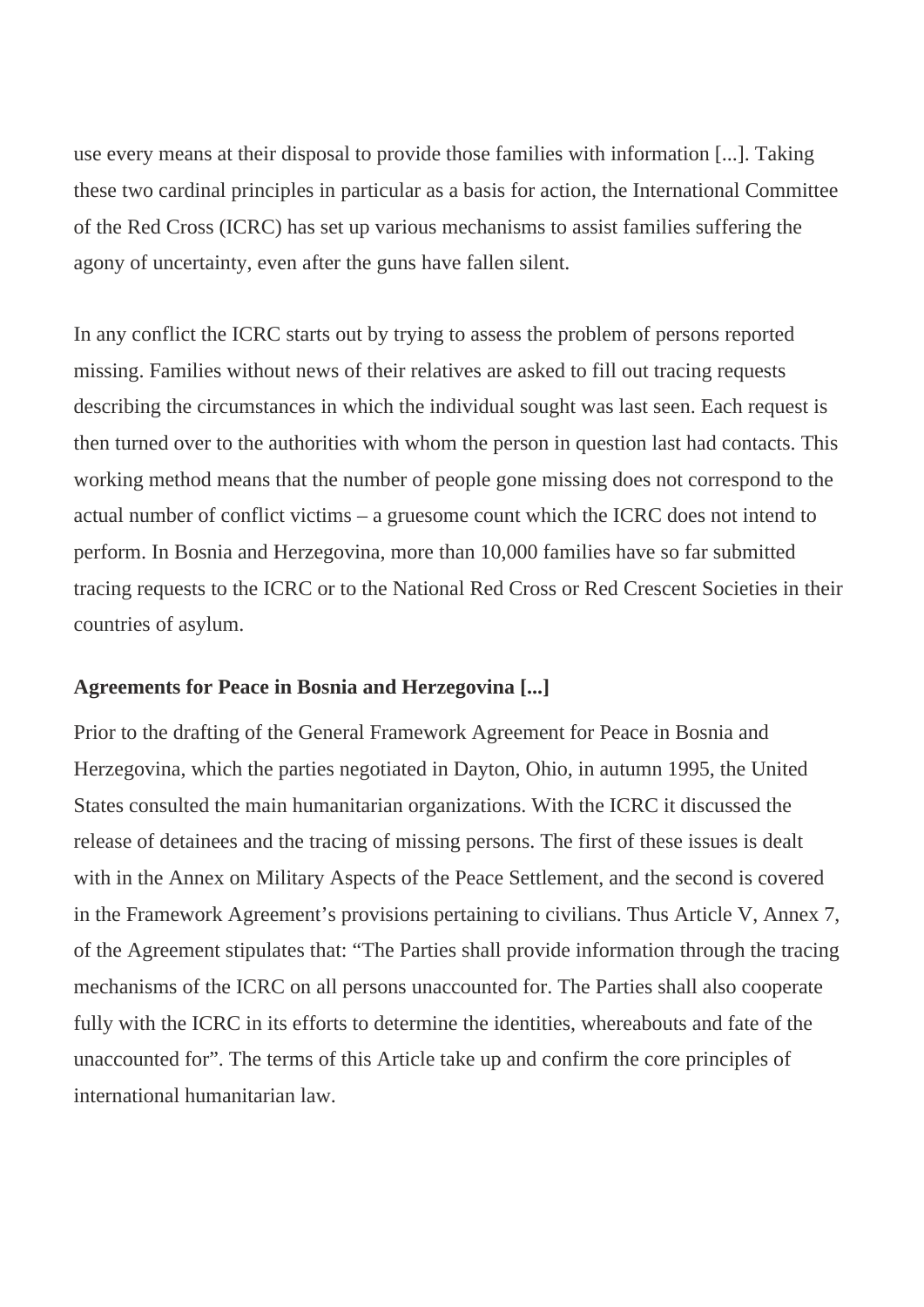use every means at their disposal to provide those families with information [...]. Taking these two cardinal principles in particular as a basis for action, the International Committee of the Red Cross (ICRC) has set up various mechanisms to assist families suffering the agony of uncertainty, even after the guns have fallen silent.

In any conflict the ICRC starts out by trying to assess the problem of persons reported missing. Families without news of their relatives are asked to fill out tracing requests describing the circumstances in which the individual sought was last seen. Each request is then turned over to the authorities with whom the person in question last had contacts. This working method means that the number of people gone missing does not correspond to the actual number of conflict victims – a gruesome count which the ICRC does not intend to perform. In Bosnia and Herzegovina, more than 10,000 families have so far submitted tracing requests to the ICRC or to the National Red Cross or Red Crescent Societies in their countries of asylum.

**Agreements for Peace in Bosnia and Herzegovina [...]**

Prior to the drafting of the General Framework Agreement for Peace in Bosnia and Herzegovina, which the parties negotiated in Dayton, Ohio, in autumn 1995, the United States consulted the main humanitarian organizations. With the ICRC it discussed the release of detainees and the tracing of missing persons. The first of these issues is dealt with in the Annex on Military Aspects of the Peace Settlement, and the second is covered in the Framework Agreement's provisions pertaining to civilians. Thus Article V, Annex 7, of the Agreement stipulates that: "The Parties shall provide information through the tracing mechanisms of the ICRC on all persons unaccounted for. The Parties shall also cooperate fully with the ICRC in its efforts to determine the identities, whereabouts and fate of the unaccounted for". The terms of this Article take up and confirm the core principles of international humanitarian law.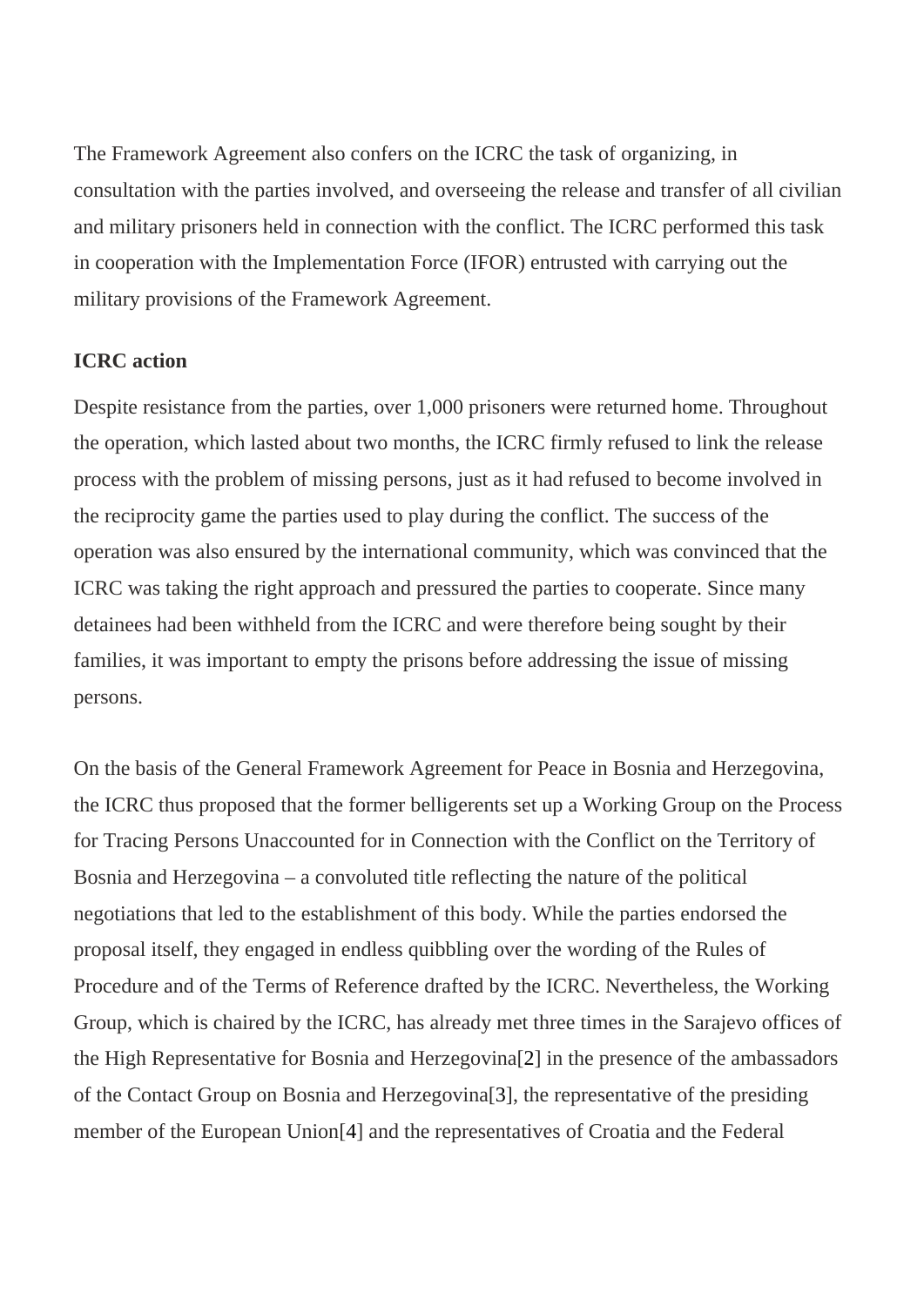The Framework Agreement also confers on the ICRC the task of organizing, in consultation with the parties involved, and overseeing the release and transfer of all civilian and military prisoners held in connection with the conflict. The ICRC performed this task in cooperation with the Implementation Force (IFOR) entrusted with carrying out the military provisions of the Framework Agreement.

**ICRC action**

Despite resistance from the parties, over 1,000 prisoners were returned home. Throughout the operation, which lasted about two months, the ICRC firmly refused to link the release process with the problem of missing persons, just as it had refused to become involved in the reciprocity game the parties used to play during the conflict. The success of the operation was also ensured by the international community, which was convinced that the ICRC was taking the right approach and pressured the parties to cooperate. Since many detainees had been withheld from the ICRC and were therefore being sought by their families, it was important to empty the prisons before addressing the issue of missing persons.

On the basis of the General Framework Agreement for Peace in Bosnia and Herzegovina, the ICRC thus proposed that the former belligerents set up a Working Group on the Process for Tracing Persons Unaccounted for in Connection with the Conflict on the Territory of Bosnia and Herzegovina – a convoluted title reflecting the nature of the political negotiations that led to the establishment of this body. While the parties endorsed the proposal itself, they engaged in endless quibbling over the wording of the Rules of Procedure and of the Terms of Reference drafted by the ICRC. Nevertheless, the Working Group, which is chaired by the ICRC, has already met three times in the Sarajevo offices of the High Representative for Bosnia and Herzegovina[2] in the presence of the ambassadors of the Contact Group on Bosnia and Herzegovina[3], the representative of the presiding member of the European Union[4] and the representatives of Croatia and the Federal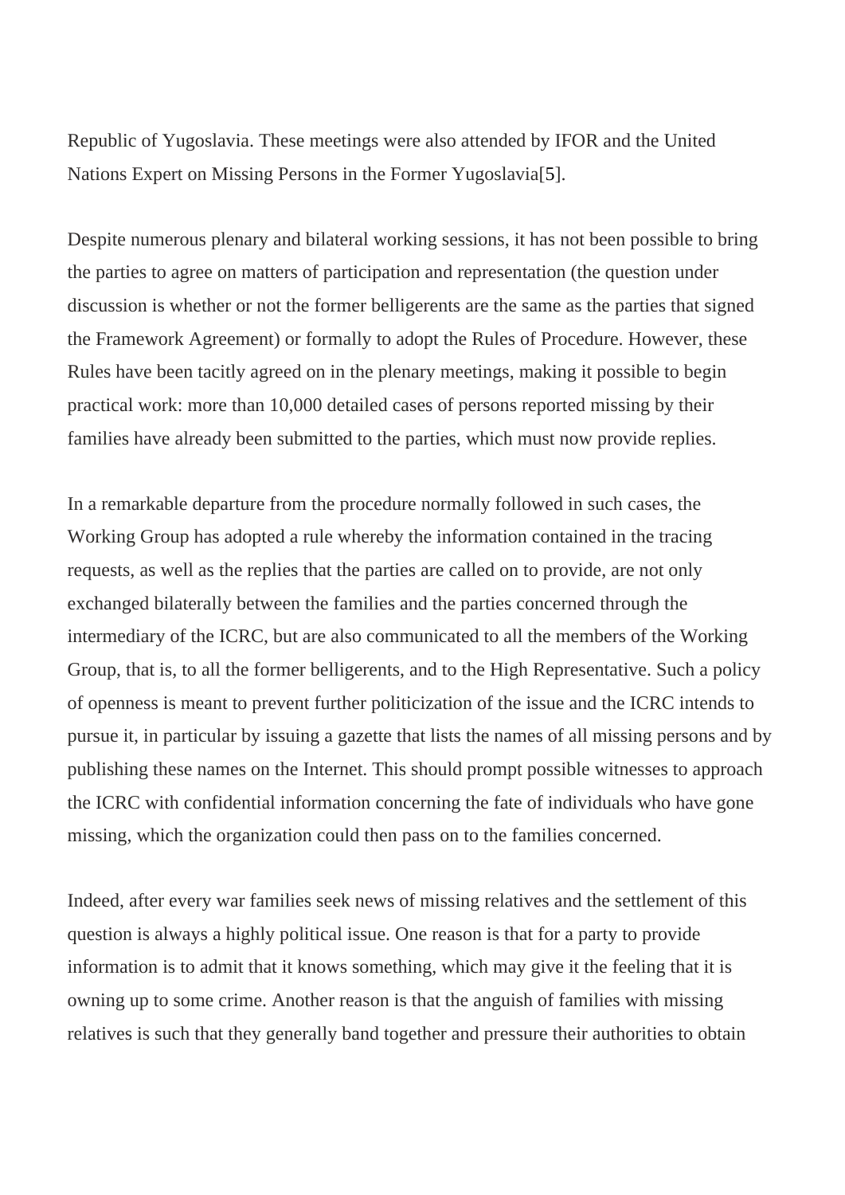Republic of Yugoslavia. These meetings were also attended by IFOR and the United Nations Expert on Missing Persons in the Former Yugoslavia[5].

Despite numerous plenary and bilateral working sessions, it has not been possible to bring the parties to agree on matters of participation and representation (the question under discussion is whether or not the former belligerents are the same as the parties that signed the Framework Agreement) or formally to adopt the Rules of Procedure. However, these Rules have been tacitly agreed on in the plenary meetings, making it possible to begin practical work: more than 10,000 detailed cases of persons reported missing by their families have already been submitted to the parties, which must now provide replies.

In a remarkable departure from the procedure normally followed in such cases, the Working Group has adopted a rule whereby the information contained in the tracing requests, as well as the replies that the parties are called on to provide, are not only exchanged bilaterally between the families and the parties concerned through the intermediary of the ICRC, but are also communicated to all the members of the Working Group, that is, to all the former belligerents, and to the High Representative. Such a policy of openness is meant to prevent further politicization of the issue and the ICRC intends to pursue it, in particular by issuing a gazette that lists the names of all missing persons and by publishing these names on the Internet. This should prompt possible witnesses to approach the ICRC with confidential information concerning the fate of individuals who have gone missing, which the organization could then pass on to the families concerned.

Indeed, after every war families seek news of missing relatives and the settlement of this question is always a highly political issue. One reason is that for a party to provide information is to admit that it knows something, which may give it the feeling that it is owning up to some crime. Another reason is that the anguish of families with missing relatives is such that they generally band together and pressure their authorities to obtain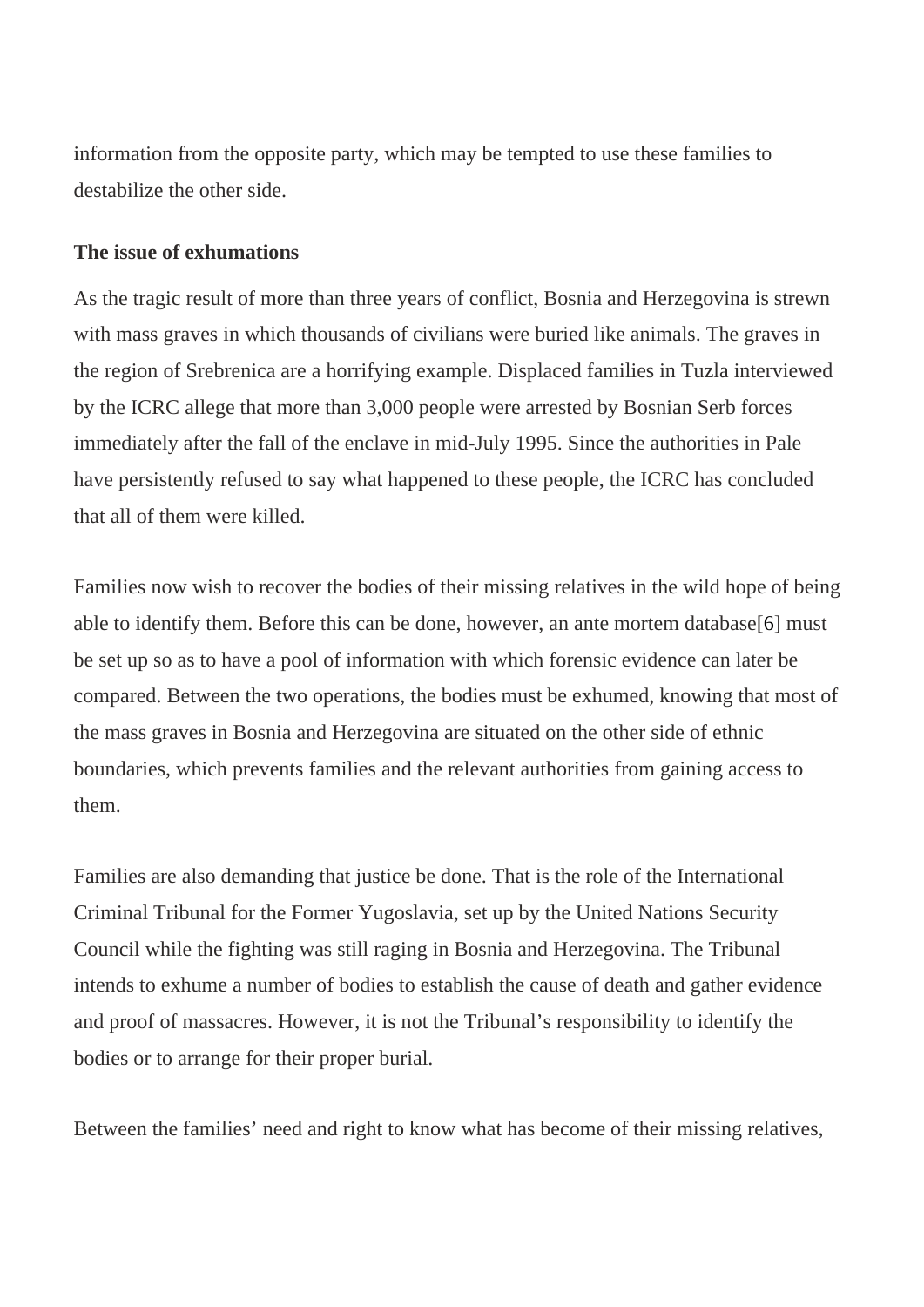information from the opposite party, which may be tempted to use these families to destabilize the other side.

**The issue of exhumations**

As the tragic result of more than three years of conflict, Bosnia and Herzegovina is strewn with mass graves in which thousands of civilians were buried like animals. The graves in the region of Srebrenica are a horrifying example. Displaced families in Tuzla interviewed by the ICRC allege that more than 3,000 people were arrested by Bosnian Serb forces immediately after the fall of the enclave in mid-July 1995. Since the authorities in Pale have persistently refused to say what happened to these people, the ICRC has concluded that all of them were killed.

Families now wish to recover the bodies of their missing relatives in the wild hope of being able to identify them. Before this can be done, however, an ante mortem database[6] must be set up so as to have a pool of information with which forensic evidence can later be compared. Between the two operations, the bodies must be exhumed, knowing that most of the mass graves in Bosnia and Herzegovina are situated on the other side of ethnic boundaries, which prevents families and the relevant authorities from gaining access to them.

Families are also demanding that justice be done. That is the role of the International Criminal Tribunal for the Former Yugoslavia, set up by the United Nations Security Council while the fighting was still raging in Bosnia and Herzegovina. The Tribunal intends to exhume a number of bodies to establish the cause of death and gather evidence and proof of massacres. However, it is not the Tribunal's responsibility to identify the bodies or to arrange for their proper burial.

Between the families' need and right to know what has become of their missing relatives,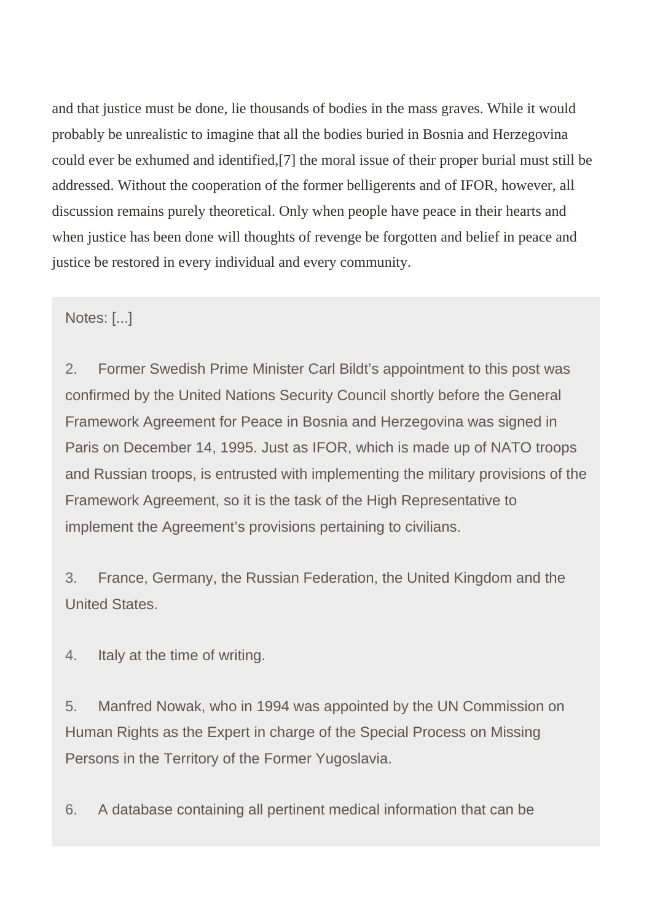and that justice must be done, lie thousands of bodies in the mass graves. While it would probably be unrealistic to imagine that all the bodies buried in Bosnia and Herzegovina could ever be exhumed and identified,[7] the moral issue of their proper burial must still be addressed. Without the cooperation of the former belligerents and of IFOR, however, all discussion remains purely theoretical. Only when people have peace in their hearts and when justice has been done will thoughts of revenge be forgotten and belief in peace and justice be restored in every individual and every community.

Notes: [...]

2. Former Swedish Prime Minister Carl Bildt's appointment to this post was confirmed by the United Nations Security Council shortly before the General Framework Agreement for Peace in Bosnia and Herzegovina was signed in Paris on December 14, 1995. Just as IFOR, which is made up of NATO troops and Russian troops, is entrusted with implementing the military provisions of the Framework Agreement, so it is the task of the High Representative to implement the Agreement's provisions pertaining to civilians.

3. France, Germany, the Russian Federation, the United Kingdom and the United States.

4. Italy at the time of writing.

5. Manfred Nowak, who in 1994 was appointed by the UN Commission on Human Rights as the Expert in charge of the Special Process on Missing Persons in the Territory of the Former Yugoslavia.

6. A database containing all pertinent medical information that can be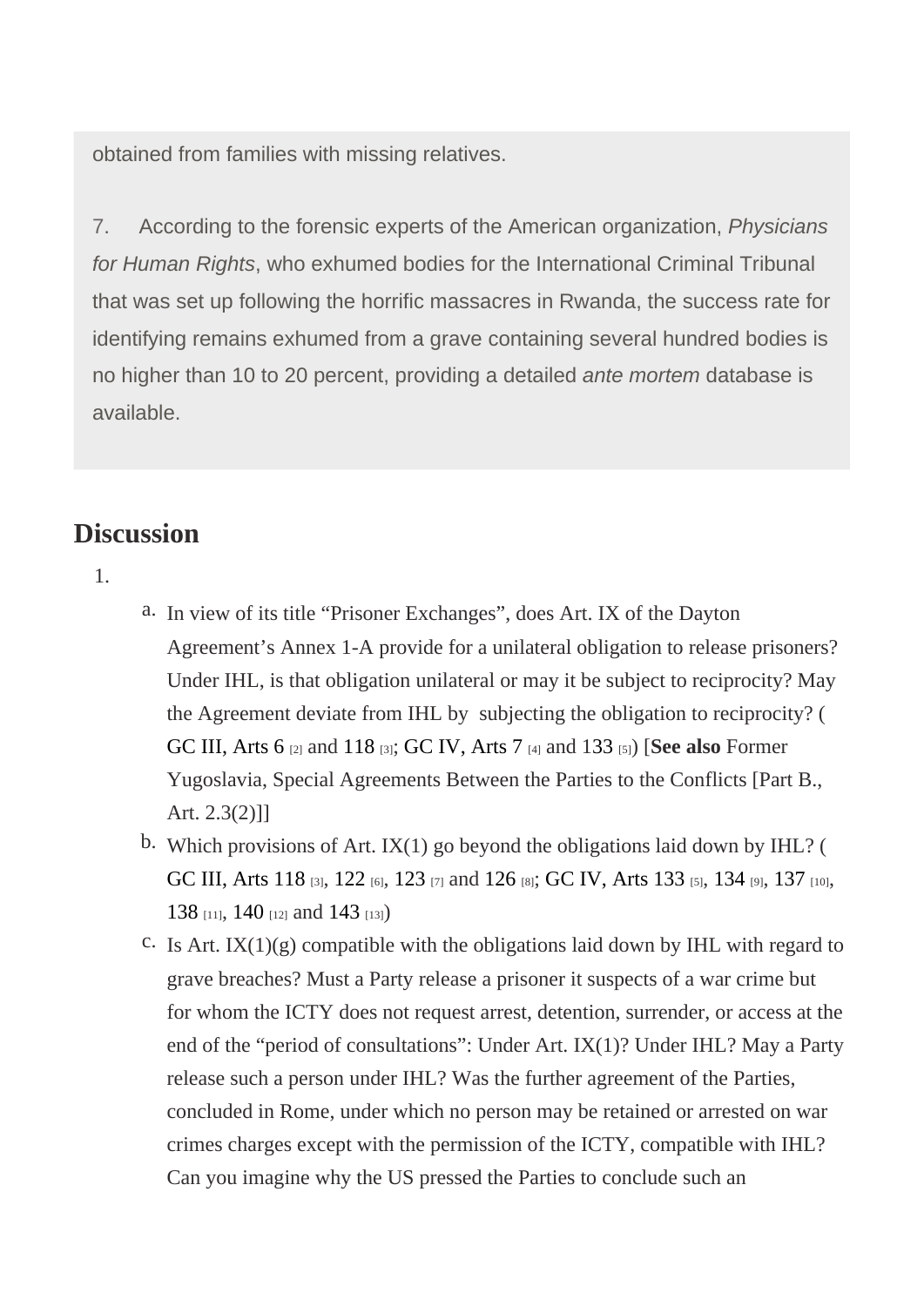obtained from families with missing relatives.

7. According to the forensic experts of the American organization, *Physicians for Human Rights*, who exhumed bodies for the International Criminal Tribunal that was set up following the horrific massacres in Rwanda, the success rate for identifying remains exhumed from a grave containing several hundred bodies is no higher than 10 to 20 percent, providing a detailed *ante mortem* database is available.

## Discussion

1.
   a. In view of its title "Prisoner Exchanges", does Art. IX of the Dayton Agreement's Annex 1-A provide for a unilateral obligation to release prisoners? Under IHL, is that obligation unilateral or may it be subject to reciprocity? May the Agreement deviate from IHL by subjecting the obligation to reciprocity? (GC III, Arts 6 [2] and 118 [3]; GC IV, Arts 7 [4] and 133 [5]) [**See also** Former Yugoslavia, Special Agreements Between the Parties to the Conflicts [Part B., Art. 2.3(2)]]
   b. Which provisions of Art. IX(1) go beyond the obligations laid down by IHL? (GC III, Arts 118 [3], 122 [6], 123 [7] and 126 [8]; GC IV, Arts 133 [5], 134 [9], 137 [10], 138 [11], 140 [12] and 143 [13])
   c. Is Art. IX(1)(g) compatible with the obligations laid down by IHL with regard to grave breaches? Must a Party release a prisoner it suspects of a war crime but for whom the ICTY does not request arrest, detention, surrender, or access at the end of the "period of consultations": Under Art. IX(1)? Under IHL? May a Party release such a person under IHL? Was the further agreement of the Parties, concluded in Rome, under which no person may be retained or arrested on war crimes charges except with the permission of the ICTY, compatible with IHL? Can you imagine why the US pressed the Parties to conclude such an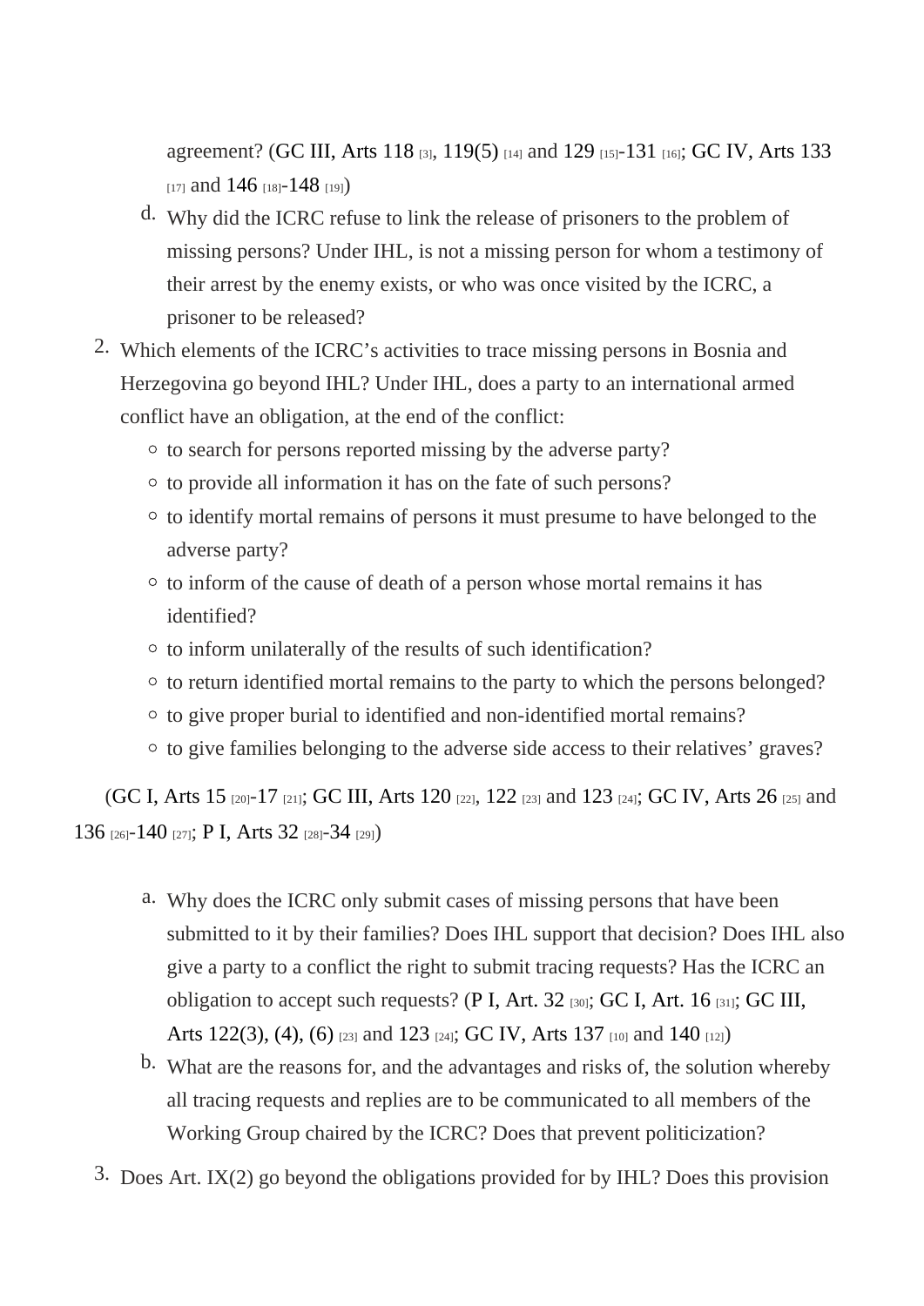agreement? (GC III, Arts 118 [3], 119(5) [14] and 129 [15]-131 [16]; GC IV, Arts 133 [17] and 146 [18]-148 [19])

d. Why did the ICRC refuse to link the release of prisoners to the problem of missing persons? Under IHL, is not a missing person for whom a testimony of their arrest by the enemy exists, or who was once visited by the ICRC, a prisoner to be released?

2. Which elements of the ICRC's activities to trace missing persons in Bosnia and Herzegovina go beyond IHL? Under IHL, does a party to an international armed conflict have an obligation, at the end of the conflict:
   - to search for persons reported missing by the adverse party?
   - to provide all information it has on the fate of such persons?
   - to identify mortal remains of persons it must presume to have belonged to the adverse party?
   - to inform of the cause of death of a person whose mortal remains it has identified?
   - to inform unilaterally of the results of such identification?
   - to return identified mortal remains to the party to which the persons belonged?
   - to give proper burial to identified and non-identified mortal remains?
   - to give families belonging to the adverse side access to their relatives' graves?

(GC I, Arts 15 [20]-17 [21]; GC III, Arts 120 [22], 122 [23] and 123 [24]; GC IV, Arts 26 [25] and 136 [26]-140 [27]; P I, Arts 32 [28]-34 [29])

a. Why does the ICRC only submit cases of missing persons that have been submitted to it by their families? Does IHL support that decision? Does IHL also give a party to a conflict the right to submit tracing requests? Has the ICRC an obligation to accept such requests? (P I, Art. 32 [30]; GC I, Art. 16 [31]; GC III, Arts 122(3), (4), (6) [23] and 123 [24]; GC IV, Arts 137 [10] and 140 [12])

b. What are the reasons for, and the advantages and risks of, the solution whereby all tracing requests and replies are to be communicated to all members of the Working Group chaired by the ICRC? Does that prevent politicization?

3. Does Art. IX(2) go beyond the obligations provided for by IHL? Does this provision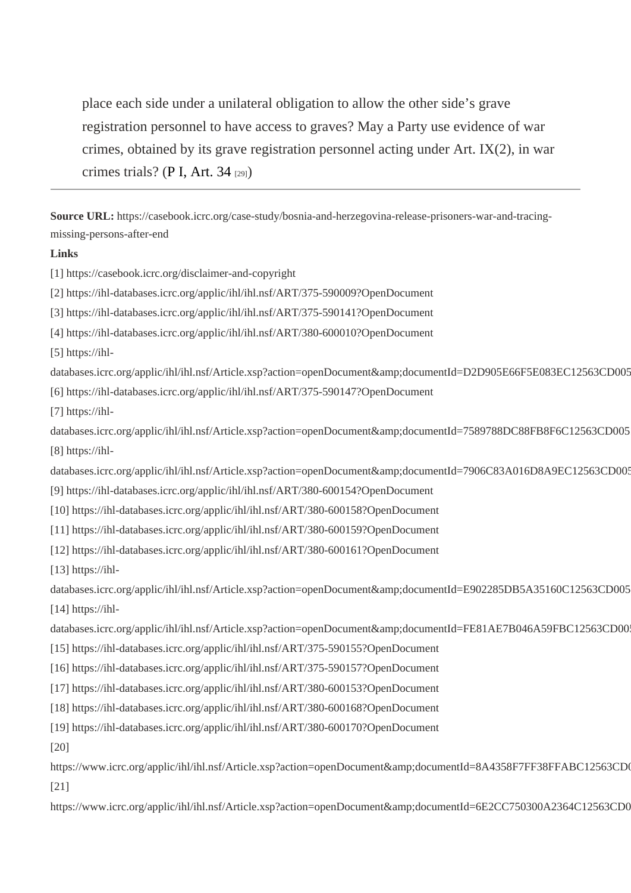place each side under a unilateral obligation to allow the other side's grave registration personnel to have access to graves? May a Party use evidence of war crimes, obtained by its grave registration personnel acting under Art. IX(2), in war crimes trials? (P I, Art. 34 [29])

---

**Source URL:** https://casebook.icrc.org/case-study/bosnia-and-herzegovina-release-prisoners-war-and-tracing-missing-persons-after-end

**Links**

[1] https://casebook.icrc.org/disclaimer-and-copyright

[2] https://ihl-databases.icrc.org/applic/ihl/ihl.nsf/ART/375-590009?OpenDocument

[3] https://ihl-databases.icrc.org/applic/ihl/ihl.nsf/ART/375-590141?OpenDocument

[4] https://ihl-databases.icrc.org/applic/ihl/ihl.nsf/ART/380-600010?OpenDocument

[5] https://ihl-databases.icrc.org/applic/ihl/ihl.nsf/Article.xsp?action=openDocument&amp;documentId=D2D905E66F5E083EC12563CD005

[6] https://ihl-databases.icrc.org/applic/ihl/ihl.nsf/ART/375-590147?OpenDocument

[7] https://ihl-databases.icrc.org/applic/ihl/ihl.nsf/Article.xsp?action=openDocument&amp;documentId=7589788DC88FB8F6C12563CD005

[8] https://ihl-databases.icrc.org/applic/ihl/ihl.nsf/Article.xsp?action=openDocument&amp;documentId=7906C83A016D8A9EC12563CD005

[9] https://ihl-databases.icrc.org/applic/ihl/ihl.nsf/ART/380-600154?OpenDocument

[10] https://ihl-databases.icrc.org/applic/ihl/ihl.nsf/ART/380-600158?OpenDocument

[11] https://ihl-databases.icrc.org/applic/ihl/ihl.nsf/ART/380-600159?OpenDocument

[12] https://ihl-databases.icrc.org/applic/ihl/ihl.nsf/ART/380-600161?OpenDocument

[13] https://ihl-databases.icrc.org/applic/ihl/ihl.nsf/Article.xsp?action=openDocument&amp;documentId=E902285DB5A35160C12563CD005

[14] https://ihl-databases.icrc.org/applic/ihl/ihl.nsf/Article.xsp?action=openDocument&amp;documentId=FE81AE7B046A59FBC12563CD005

[15] https://ihl-databases.icrc.org/applic/ihl/ihl.nsf/ART/375-590155?OpenDocument

[16] https://ihl-databases.icrc.org/applic/ihl/ihl.nsf/ART/375-590157?OpenDocument

[17] https://ihl-databases.icrc.org/applic/ihl/ihl.nsf/ART/380-600153?OpenDocument

[18] https://ihl-databases.icrc.org/applic/ihl/ihl.nsf/ART/380-600168?OpenDocument

[19] https://ihl-databases.icrc.org/applic/ihl/ihl.nsf/ART/380-600170?OpenDocument

[20] https://www.icrc.org/applic/ihl/ihl.nsf/Article.xsp?action=openDocument&amp;documentId=8A4358F7FF38FFABC12563CD0

[21] https://www.icrc.org/applic/ihl/ihl.nsf/Article.xsp?action=openDocument&amp;documentId=6E2CC750300A2364C12563CD0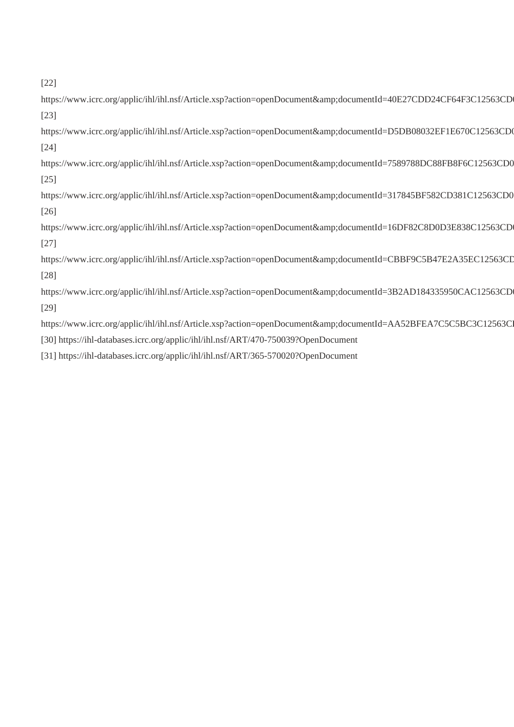[22]

https://www.icrc.org/applic/ihl/ihl.nsf/Article.xsp?action=openDocument&amp;documentId=40E27CDD24CF64F3C12563CD0

[23]

https://www.icrc.org/applic/ihl/ihl.nsf/Article.xsp?action=openDocument&amp;documentId=D5DB08032EF1E670C12563CD0

[24]

https://www.icrc.org/applic/ihl/ihl.nsf/Article.xsp?action=openDocument&amp;documentId=7589788DC88FB8F6C12563CD0

[25]

https://www.icrc.org/applic/ihl/ihl.nsf/Article.xsp?action=openDocument&amp;documentId=317845BF582CD381C12563CD0

[26]

https://www.icrc.org/applic/ihl/ihl.nsf/Article.xsp?action=openDocument&amp;documentId=16DF82C8D0D3E838C12563CD0

[27]

https://www.icrc.org/applic/ihl/ihl.nsf/Article.xsp?action=openDocument&amp;documentId=CBBF9C5B47E2A35EC12563CD

[28]

https://www.icrc.org/applic/ihl/ihl.nsf/Article.xsp?action=openDocument&amp;documentId=3B2AD184335950CAC12563CD0

[29]

https://www.icrc.org/applic/ihl/ihl.nsf/Article.xsp?action=openDocument&amp;documentId=AA52BFEA7C5C5BC3C12563CI

[30] https://ihl-databases.icrc.org/applic/ihl/ihl.nsf/ART/470-750039?OpenDocument

[31] https://ihl-databases.icrc.org/applic/ihl/ihl.nsf/ART/365-570020?OpenDocument